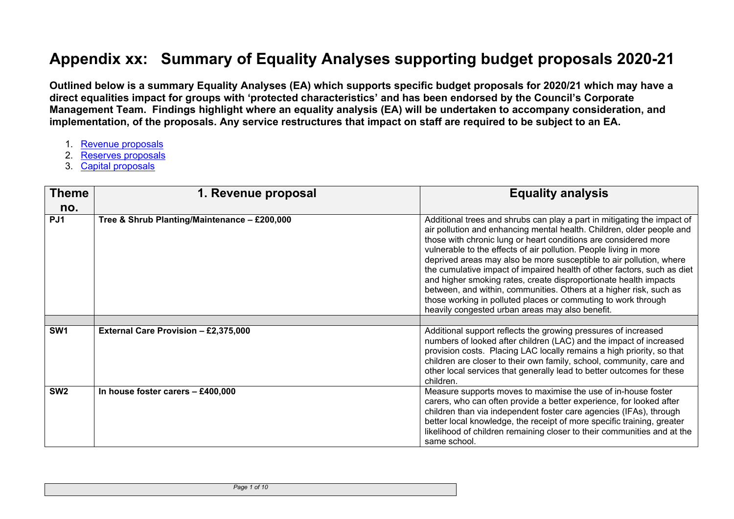# Appendix xx: Summary of Equality Analyses supporting budget proposals 2020-21

**Outlined below is a summary Equality Analyses (EA) which supports specific budget proposals for 2020/21 which may have a direct equalities impact for groups with 'protected characteristics' and has been endorsed by the Council's Corporate Management Team. Findings highlight where an equality analysis (EA) will be undertaken to accompany consideration, and implementation, of the proposals. Any service restructures that impact on staff are required to be subject to an EA.**

1. Revenue proposals
2. Reserves proposals
3. Capital proposals

| Theme no. | 1. Revenue proposal | Equality analysis |
|---|---|---|
| **PJ1** | **Tree & Shrub Planting/Maintenance – £200,000** | Additional trees and shrubs can play a part in mitigating the impact of air pollution and enhancing mental health. Children, older people and those with chronic lung or heart conditions are considered more vulnerable to the effects of air pollution. People living in more deprived areas may also be more susceptible to air pollution, where the cumulative impact of impaired health of other factors, such as diet and higher smoking rates, create disproportionate health impacts between, and within, communities. Others at a higher risk, such as those working in polluted places or commuting to work through heavily congested urban areas may also benefit. |
| | | |
| **SW1** | **External Care Provision – £2,375,000** | Additional support reflects the growing pressures of increased numbers of looked after children (LAC) and the impact of increased provision costs. Placing LAC locally remains a high priority, so that children are closer to their own family, school, community, care and other local services that generally lead to better outcomes for these children. |
| **SW2** | **In house foster carers – £400,000** | Measure supports moves to maximise the use of in-house foster carers, who can often provide a better experience, for looked after children than via independent foster care agencies (IFAs), through better local knowledge, the receipt of more specific training, greater likelihood of children remaining closer to their communities and at the same school. |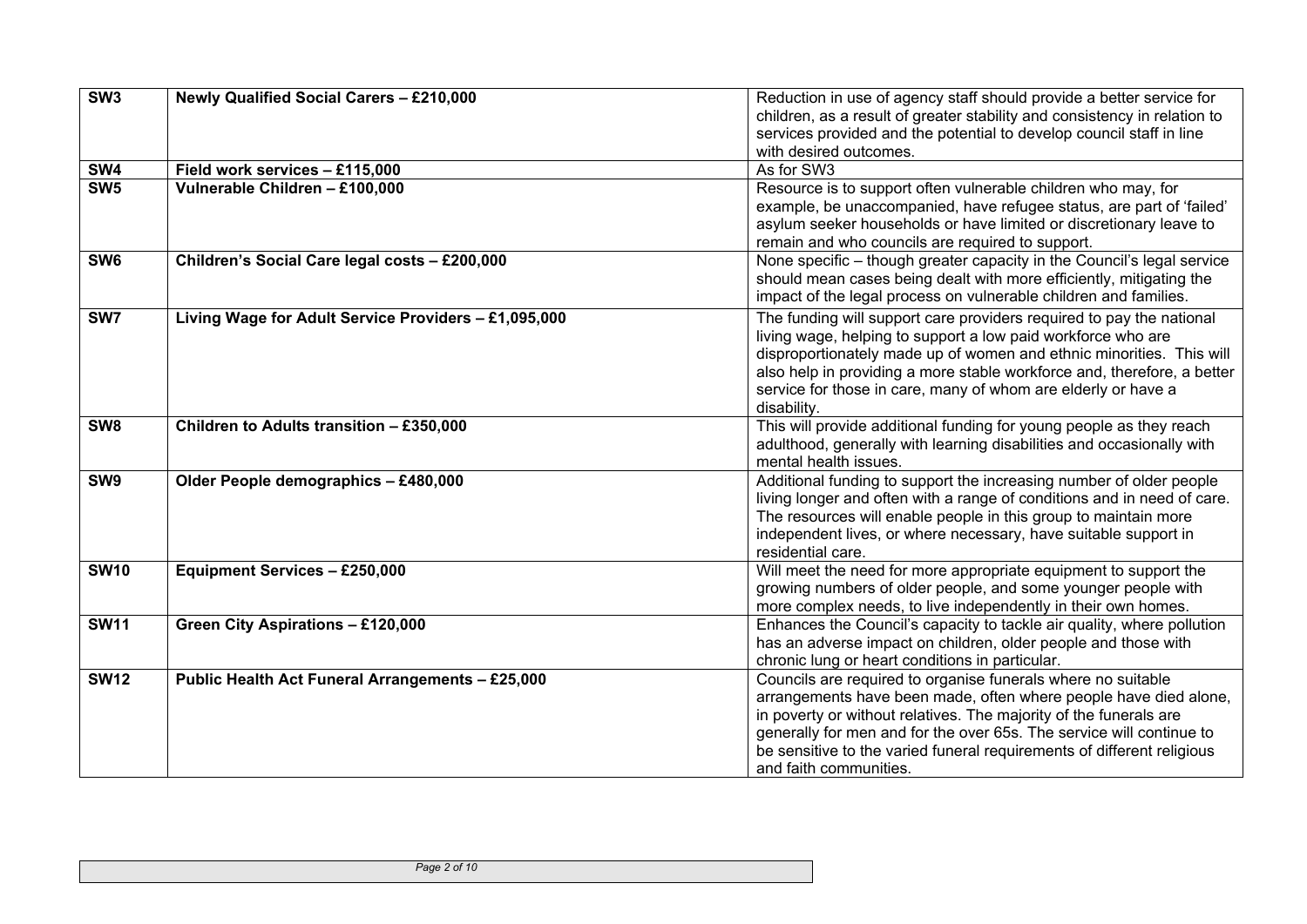| | | |
|---|---|---|
| **SW3** | **Newly Qualified Social Carers – £210,000** | Reduction in use of agency staff should provide a better service for children, as a result of greater stability and consistency in relation to services provided and the potential to develop council staff in line with desired outcomes. |
| **SW4** | **Field work services – £115,000** | As for SW3 |
| **SW5** | **Vulnerable Children – £100,000** | Resource is to support often vulnerable children who may, for example, be unaccompanied, have refugee status, are part of 'failed' asylum seeker households or have limited or discretionary leave to remain and who councils are required to support. |
| **SW6** | **Children's Social Care legal costs – £200,000** | None specific – though greater capacity in the Council's legal service should mean cases being dealt with more efficiently, mitigating the impact of the legal process on vulnerable children and families. |
| **SW7** | **Living Wage for Adult Service Providers – £1,095,000** | The funding will support care providers required to pay the national living wage, helping to support a low paid workforce who are disproportionately made up of women and ethnic minorities. This will also help in providing a more stable workforce and, therefore, a better service for those in care, many of whom are elderly or have a disability. |
| **SW8** | **Children to Adults transition – £350,000** | This will provide additional funding for young people as they reach adulthood, generally with learning disabilities and occasionally with mental health issues. |
| **SW9** | **Older People demographics – £480,000** | Additional funding to support the increasing number of older people living longer and often with a range of conditions and in need of care. The resources will enable people in this group to maintain more independent lives, or where necessary, have suitable support in residential care. |
| **SW10** | **Equipment Services – £250,000** | Will meet the need for more appropriate equipment to support the growing numbers of older people, and some younger people with more complex needs, to live independently in their own homes. |
| **SW11** | **Green City Aspirations – £120,000** | Enhances the Council's capacity to tackle air quality, where pollution has an adverse impact on children, older people and those with chronic lung or heart conditions in particular. |
| **SW12** | **Public Health Act Funeral Arrangements – £25,000** | Councils are required to organise funerals where no suitable arrangements have been made, often where people have died alone, in poverty or without relatives. The majority of the funerals are generally for men and for the over 65s. The service will continue to be sensitive to the varied funeral requirements of different religious and faith communities. |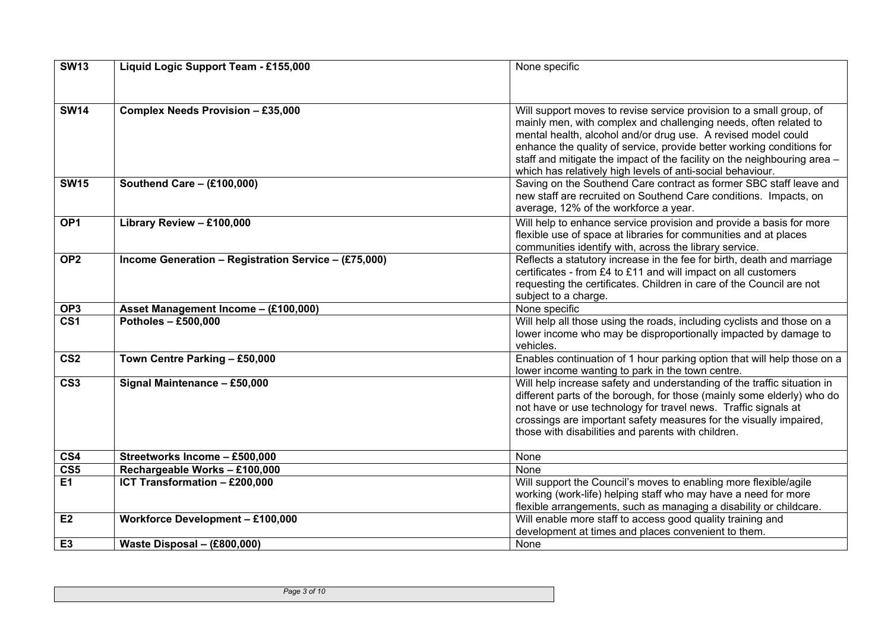| | | |
|---|---|---|
| **SW13** | **Liquid Logic Support Team - £155,000** | None specific |
| **SW14** | **Complex Needs Provision – £35,000** | Will support moves to revise service provision to a small group, of mainly men, with complex and challenging needs, often related to mental health, alcohol and/or drug use. A revised model could enhance the quality of service, provide better working conditions for staff and mitigate the impact of the facility on the neighbouring area – which has relatively high levels of anti-social behaviour. |
| **SW15** | **Southend Care – (£100,000)** | Saving on the Southend Care contract as former SBC staff leave and new staff are recruited on Southend Care conditions. Impacts, on average, 12% of the workforce a year. |
| **OP1** | **Library Review – £100,000** | Will help to enhance service provision and provide a basis for more flexible use of space at libraries for communities and at places communities identify with, across the library service. |
| **OP2** | **Income Generation – Registration Service – (£75,000)** | Reflects a statutory increase in the fee for birth, death and marriage certificates - from £4 to £11 and will impact on all customers requesting the certificates. Children in care of the Council are not subject to a charge. |
| **OP3** | **Asset Management Income – (£100,000)** | None specific |
| **CS1** | **Potholes – £500,000** | Will help all those using the roads, including cyclists and those on a lower income who may be disproportionally impacted by damage to vehicles. |
| **CS2** | **Town Centre Parking – £50,000** | Enables continuation of 1 hour parking option that will help those on a lower income wanting to park in the town centre. |
| **CS3** | **Signal Maintenance – £50,000** | Will help increase safety and understanding of the traffic situation in different parts of the borough, for those (mainly some elderly) who do not have or use technology for travel news. Traffic signals at crossings are important safety measures for the visually impaired, those with disabilities and parents with children. |
| **CS4** | **Streetworks Income – £500,000** | None |
| **CS5** | **Rechargeable Works – £100,000** | None |
| **E1** | **ICT Transformation – £200,000** | Will support the Council's moves to enabling more flexible/agile working (work-life) helping staff who may have a need for more flexible arrangements, such as managing a disability or childcare. |
| **E2** | **Workforce Development – £100,000** | Will enable more staff to access good quality training and development at times and places convenient to them. |
| **E3** | **Waste Disposal – (£800,000)** | None |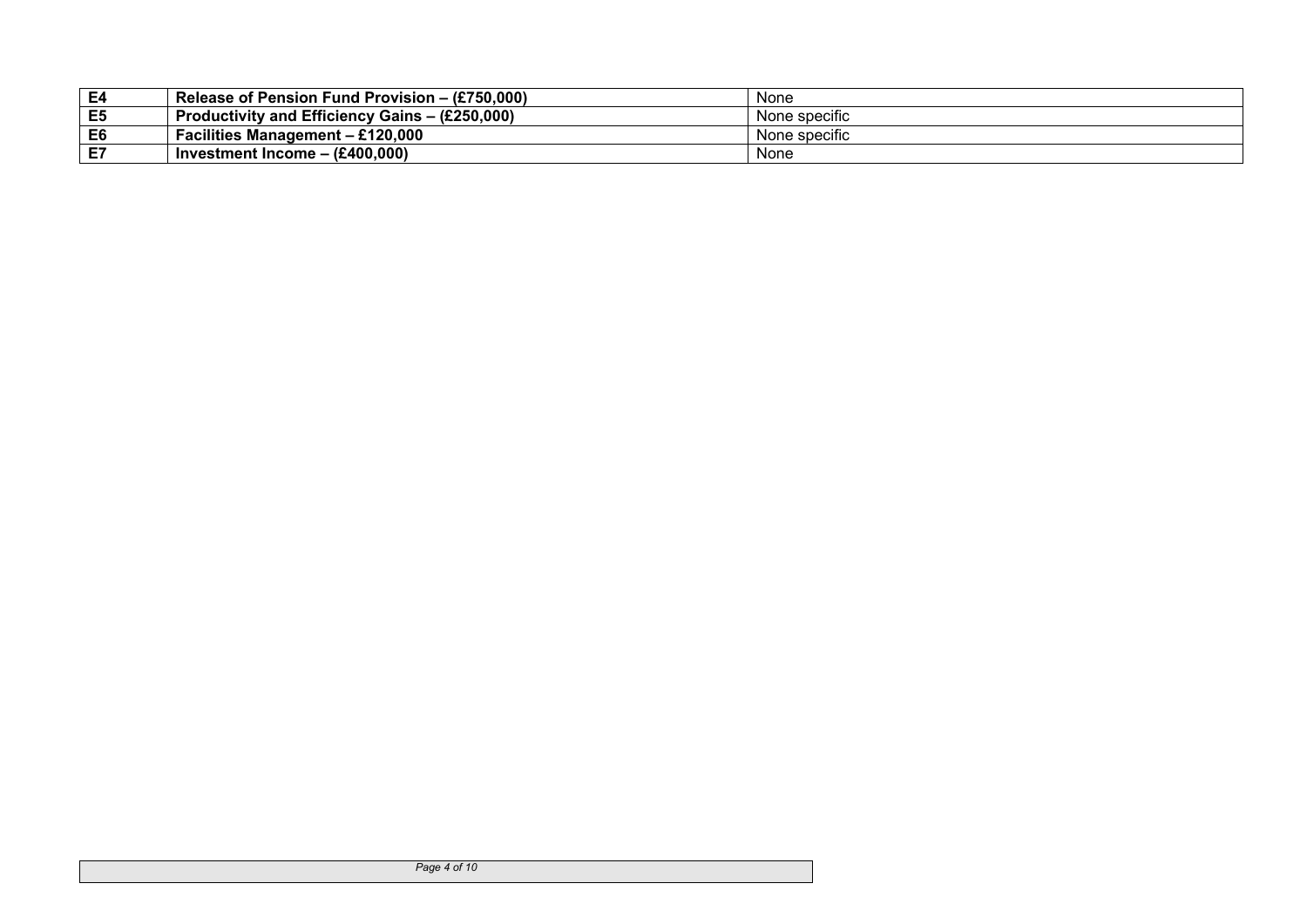| | | |
|---|---|---|
| **E4** | **Release of Pension Fund Provision – (£750,000)** | None |
| **E5** | **Productivity and Efficiency Gains – (£250,000)** | None specific |
| **E6** | **Facilities Management – £120,000** | None specific |
| **E7** | **Investment Income – (£400,000)** | None |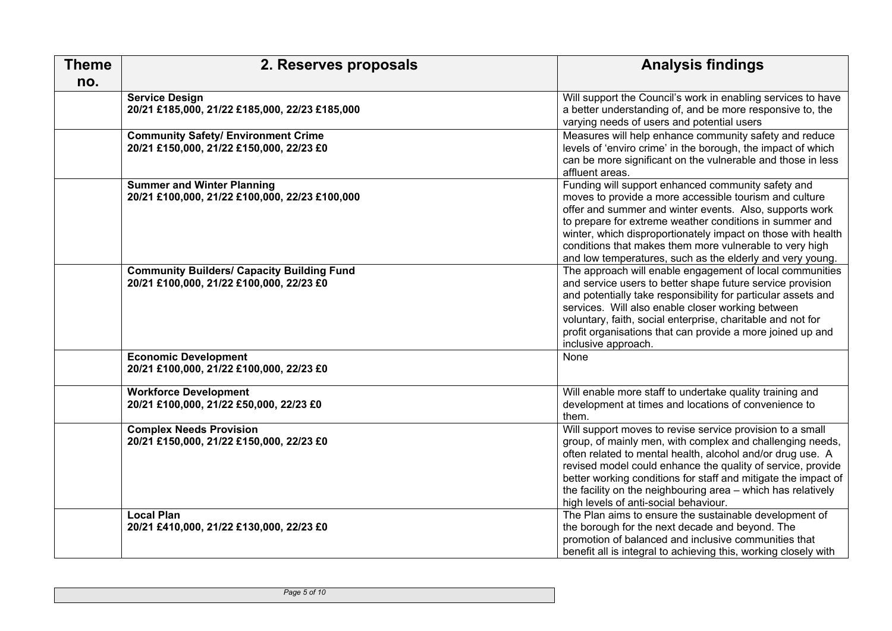| Theme no. | 2. Reserves proposals | Analysis findings |
|---|---|---|
| | **Service Design**<br>**20/21 £185,000, 21/22 £185,000, 22/23 £185,000** | Will support the Council's work in enabling services to have a better understanding of, and be more responsive to, the varying needs of users and potential users |
| | **Community Safety/ Environment Crime**<br>**20/21 £150,000, 21/22 £150,000, 22/23 £0** | Measures will help enhance community safety and reduce levels of 'enviro crime' in the borough, the impact of which can be more significant on the vulnerable and those in less affluent areas. |
| | **Summer and Winter Planning**<br>**20/21 £100,000, 21/22 £100,000, 22/23 £100,000** | Funding will support enhanced community safety and moves to provide a more accessible tourism and culture offer and summer and winter events. Also, supports work to prepare for extreme weather conditions in summer and winter, which disproportionately impact on those with health conditions that makes them more vulnerable to very high and low temperatures, such as the elderly and very young. |
| | **Community Builders/ Capacity Building Fund**<br>**20/21 £100,000, 21/22 £100,000, 22/23 £0** | The approach will enable engagement of local communities and service users to better shape future service provision and potentially take responsibility for particular assets and services. Will also enable closer working between voluntary, faith, social enterprise, charitable and not for profit organisations that can provide a more joined up and inclusive approach. |
| | **Economic Development**<br>**20/21 £100,000, 21/22 £100,000, 22/23 £0** | None |
| | **Workforce Development**<br>**20/21 £100,000, 21/22 £50,000, 22/23 £0** | Will enable more staff to undertake quality training and development at times and locations of convenience to them. |
| | **Complex Needs Provision**<br>**20/21 £150,000, 21/22 £150,000, 22/23 £0** | Will support moves to revise service provision to a small group, of mainly men, with complex and challenging needs, often related to mental health, alcohol and/or drug use. A revised model could enhance the quality of service, provide better working conditions for staff and mitigate the impact of the facility on the neighbouring area – which has relatively high levels of anti-social behaviour. |
| | **Local Plan**<br>**20/21 £410,000, 21/22 £130,000, 22/23 £0** | The Plan aims to ensure the sustainable development of the borough for the next decade and beyond. The promotion of balanced and inclusive communities that benefit all is integral to achieving this, working closely with |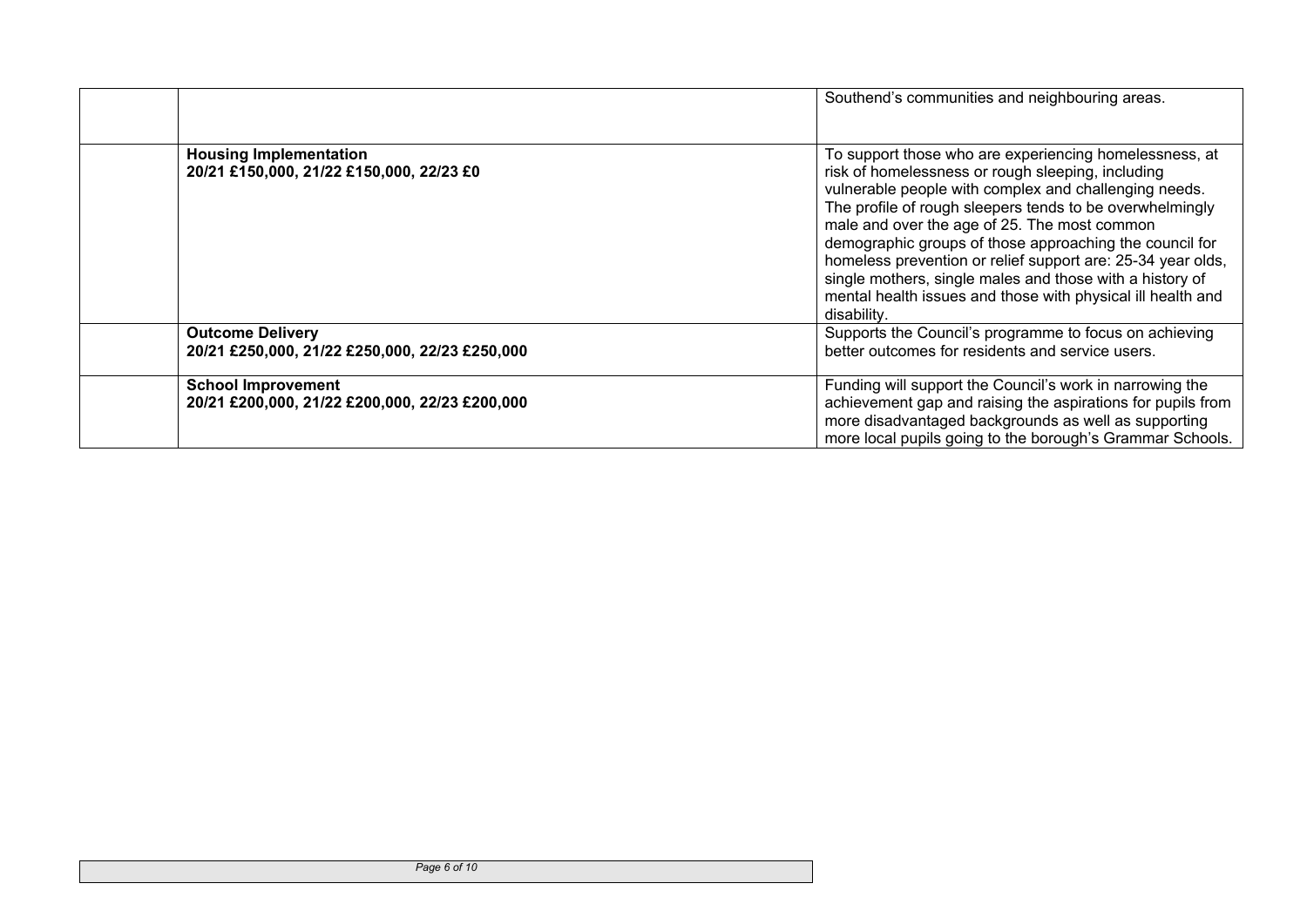| | | |
|---|---|---|
| | | Southend's communities and neighbouring areas. |
| | **Housing Implementation**<br>**20/21 £150,000, 21/22 £150,000, 22/23 £0** | To support those who are experiencing homelessness, at risk of homelessness or rough sleeping, including vulnerable people with complex and challenging needs. The profile of rough sleepers tends to be overwhelmingly male and over the age of 25. The most common demographic groups of those approaching the council for homeless prevention or relief support are: 25-34 year olds, single mothers, single males and those with a history of mental health issues and those with physical ill health and disability. |
| | **Outcome Delivery**<br>**20/21 £250,000, 21/22 £250,000, 22/23 £250,000** | Supports the Council's programme to focus on achieving better outcomes for residents and service users. |
| | **School Improvement**<br>**20/21 £200,000, 21/22 £200,000, 22/23 £200,000** | Funding will support the Council's work in narrowing the achievement gap and raising the aspirations for pupils from more disadvantaged backgrounds as well as supporting more local pupils going to the borough's Grammar Schools. |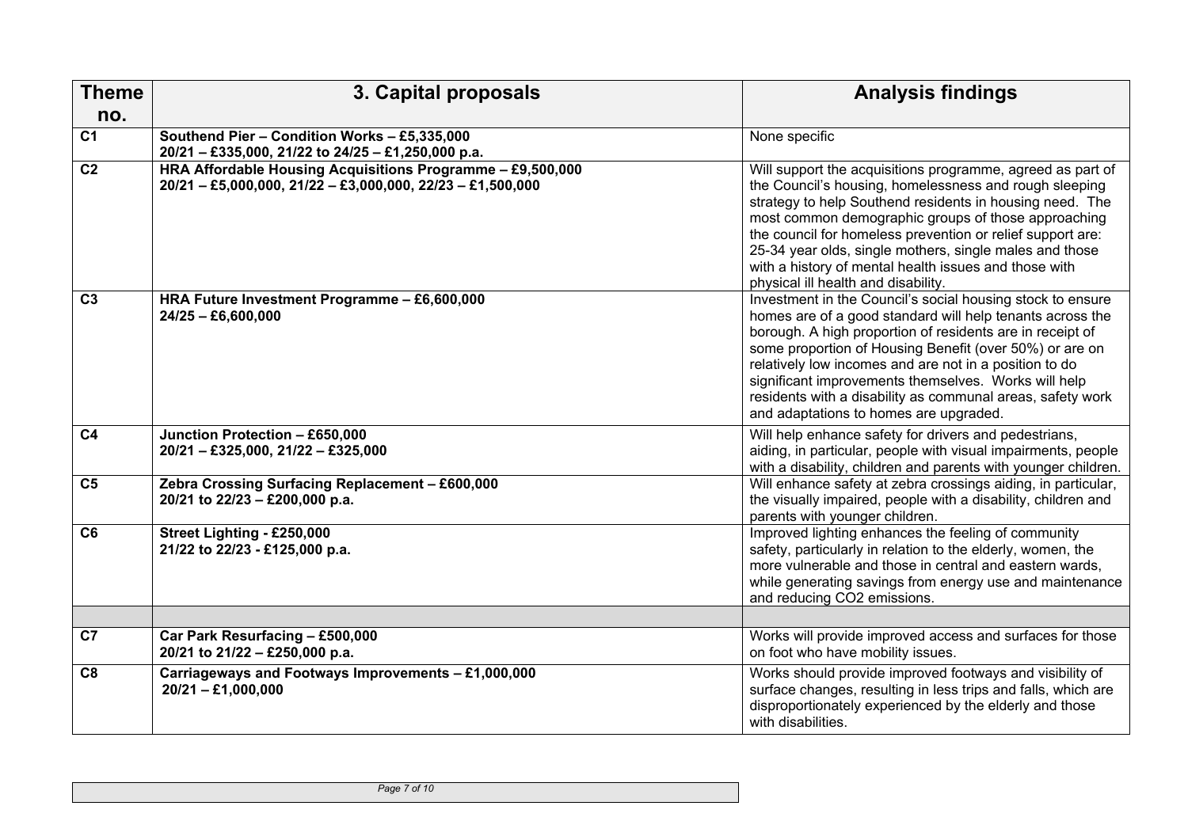| Theme no. | 3. Capital proposals | Analysis findings |
|---|---|---|
| C1 | **Southend Pier – Condition Works – £5,335,000**<br>**20/21 – £335,000, 21/22 to 24/25 – £1,250,000 p.a.** | None specific |
| C2 | **HRA Affordable Housing Acquisitions Programme – £9,500,000**<br>**20/21 – £5,000,000, 21/22 – £3,000,000, 22/23 – £1,500,000** | Will support the acquisitions programme, agreed as part of the Council's housing, homelessness and rough sleeping strategy to help Southend residents in housing need. The most common demographic groups of those approaching the council for homeless prevention or relief support are: 25-34 year olds, single mothers, single males and those with a history of mental health issues and those with physical ill health and disability. |
| C3 | **HRA Future Investment Programme – £6,600,000**<br>**24/25 – £6,600,000** | Investment in the Council's social housing stock to ensure homes are of a good standard will help tenants across the borough. A high proportion of residents are in receipt of some proportion of Housing Benefit (over 50%) or are on relatively low incomes and are not in a position to do significant improvements themselves. Works will help residents with a disability as communal areas, safety work and adaptations to homes are upgraded. |
| C4 | **Junction Protection – £650,000**<br>**20/21 – £325,000, 21/22 – £325,000** | Will help enhance safety for drivers and pedestrians, aiding, in particular, people with visual impairments, people with a disability, children and parents with younger children. |
| C5 | **Zebra Crossing Surfacing Replacement – £600,000**<br>**20/21 to 22/23 – £200,000 p.a.** | Will enhance safety at zebra crossings aiding, in particular, the visually impaired, people with a disability, children and parents with younger children. |
| C6 | **Street Lighting - £250,000**<br>**21/22 to 22/23 - £125,000 p.a.** | Improved lighting enhances the feeling of community safety, particularly in relation to the elderly, women, the more vulnerable and those in central and eastern wards, while generating savings from energy use and maintenance and reducing $CO_2$ emissions. |
| | | |
| C7 | **Car Park Resurfacing – £500,000**<br>**20/21 to 21/22 – £250,000 p.a.** | Works will provide improved access and surfaces for those on foot who have mobility issues. |
| C8 | **Carriageways and Footways Improvements – £1,000,000**<br>**20/21 – £1,000,000** | Works should provide improved footways and visibility of surface changes, resulting in less trips and falls, which are disproportionately experienced by the elderly and those with disabilities. |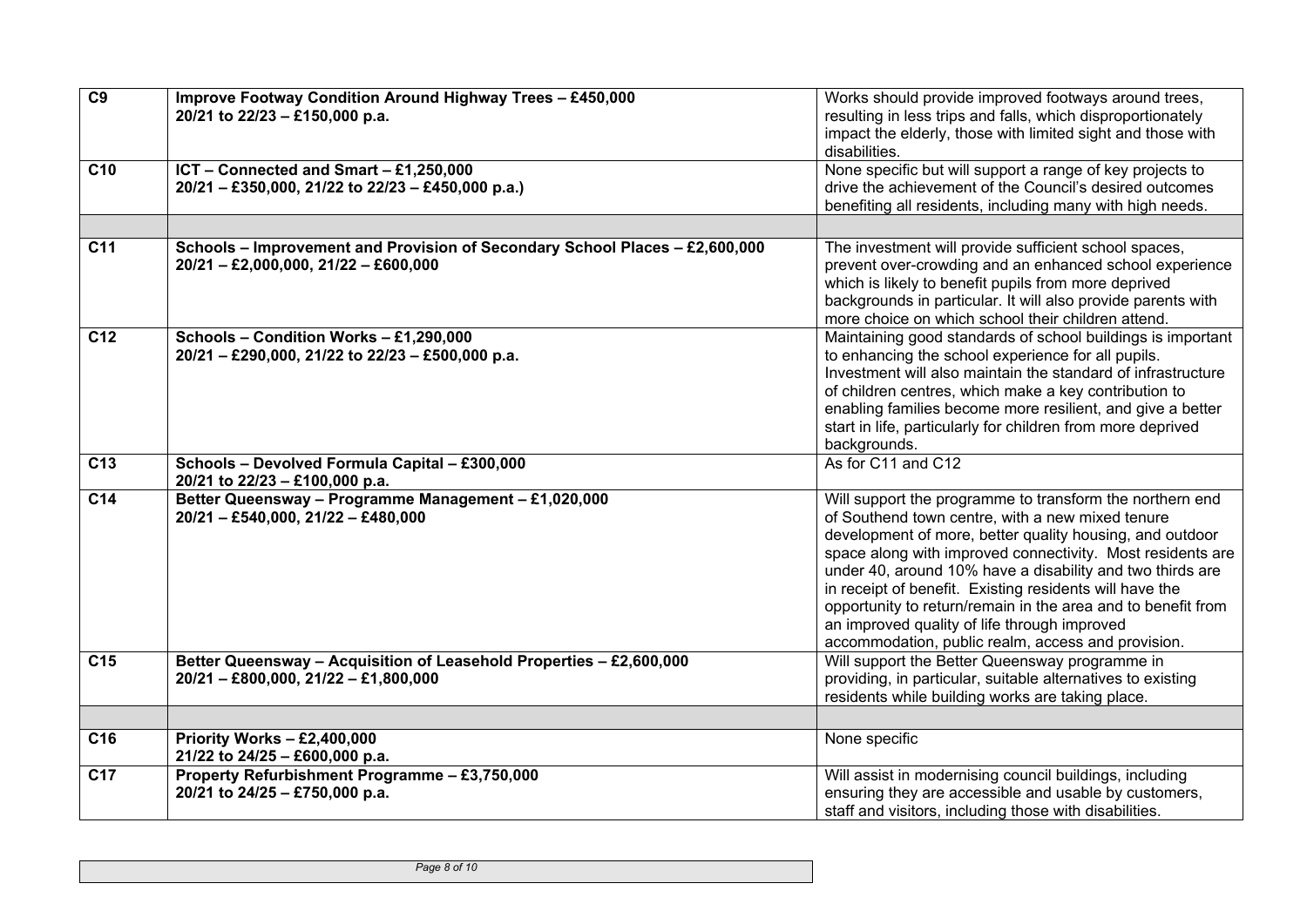| | | |
|---|---|---|
| C9 | **Improve Footway Condition Around Highway Trees – £450,000**<br>**20/21 to 22/23 – £150,000 p.a.** | Works should provide improved footways around trees, resulting in less trips and falls, which disproportionately impact the elderly, those with limited sight and those with disabilities. |
| C10 | **ICT – Connected and Smart – £1,250,000**<br>**20/21 – £350,000, 21/22 to 22/23 – £450,000 p.a.)** | None specific but will support a range of key projects to drive the achievement of the Council's desired outcomes benefiting all residents, including many with high needs. |
| | | |
| C11 | **Schools – Improvement and Provision of Secondary School Places – £2,600,000**<br>**20/21 – £2,000,000, 21/22 – £600,000** | The investment will provide sufficient school spaces, prevent over-crowding and an enhanced school experience which is likely to benefit pupils from more deprived backgrounds in particular. It will also provide parents with more choice on which school their children attend. |
| C12 | **Schools – Condition Works – £1,290,000**<br>**20/21 – £290,000, 21/22 to 22/23 – £500,000 p.a.** | Maintaining good standards of school buildings is important to enhancing the school experience for all pupils. Investment will also maintain the standard of infrastructure of children centres, which make a key contribution to enabling families become more resilient, and give a better start in life, particularly for children from more deprived backgrounds. |
| C13 | **Schools – Devolved Formula Capital – £300,000**<br>**20/21 to 22/23 – £100,000 p.a.** | As for C11 and C12 |
| C14 | **Better Queensway – Programme Management – £1,020,000**<br>**20/21 – £540,000, 21/22 – £480,000** | Will support the programme to transform the northern end of Southend town centre, with a new mixed tenure development of more, better quality housing, and outdoor space along with improved connectivity. Most residents are under 40, around 10% have a disability and two thirds are in receipt of benefit. Existing residents will have the opportunity to return/remain in the area and to benefit from an improved quality of life through improved accommodation, public realm, access and provision. |
| C15 | **Better Queensway – Acquisition of Leasehold Properties – £2,600,000**<br>**20/21 – £800,000, 21/22 – £1,800,000** | Will support the Better Queensway programme in providing, in particular, suitable alternatives to existing residents while building works are taking place. |
| | | |
| C16 | **Priority Works – £2,400,000**<br>**21/22 to 24/25 – £600,000 p.a.** | None specific |
| C17 | **Property Refurbishment Programme – £3,750,000**<br>**20/21 to 24/25 – £750,000 p.a.** | Will assist in modernising council buildings, including ensuring they are accessible and usable by customers, staff and visitors, including those with disabilities. |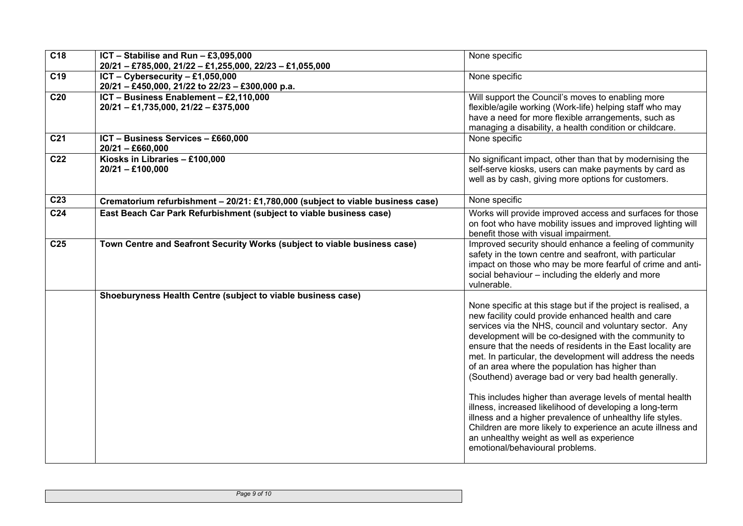| C18 | **ICT – Stabilise and Run – £3,095,000**<br>**20/21 – £785,000, 21/22 – £1,255,000, 22/23 – £1,055,000** | None specific |
|---|---|---|
| C19 | **ICT – Cybersecurity – £1,050,000**<br>**20/21 – £450,000, 21/22 to 22/23 – £300,000 p.a.** | None specific |
| C20 | **ICT – Business Enablement – £2,110,000**<br>**20/21 – £1,735,000, 21/22 – £375,000** | Will support the Council's moves to enabling more flexible/agile working (Work-life) helping staff who may have a need for more flexible arrangements, such as managing a disability, a health condition or childcare. |
| C21 | **ICT – Business Services – £660,000**<br>**20/21 – £660,000** | None specific |
| C22 | **Kiosks in Libraries – £100,000**<br>**20/21 – £100,000** | No significant impact, other than that by modernising the self-serve kiosks, users can make payments by card as well as by cash, giving more options for customers. |
| C23 | **Crematorium refurbishment – 20/21: £1,780,000 (subject to viable business case)** | None specific |
| C24 | **East Beach Car Park Refurbishment (subject to viable business case)** | Works will provide improved access and surfaces for those on foot who have mobility issues and improved lighting will benefit those with visual impairment. |
| C25 | **Town Centre and Seafront Security Works (subject to viable business case)** | Improved security should enhance a feeling of community safety in the town centre and seafront, with particular impact on those who may be more fearful of crime and anti-social behaviour – including the elderly and more vulnerable. |
| | **Shoeburyness Health Centre (subject to viable business case)** | None specific at this stage but if the project is realised, a new facility could provide enhanced health and care services via the NHS, council and voluntary sector. Any development will be co-designed with the community to ensure that the needs of residents in the East locality are met. In particular, the development will address the needs of an area where the population has higher than (Southend) average bad or very bad health generally.<br><br>This includes higher than average levels of mental health illness, increased likelihood of developing a long-term illness and a higher prevalence of unhealthy life styles. Children are more likely to experience an acute illness and an unhealthy weight as well as experience emotional/behavioural problems. |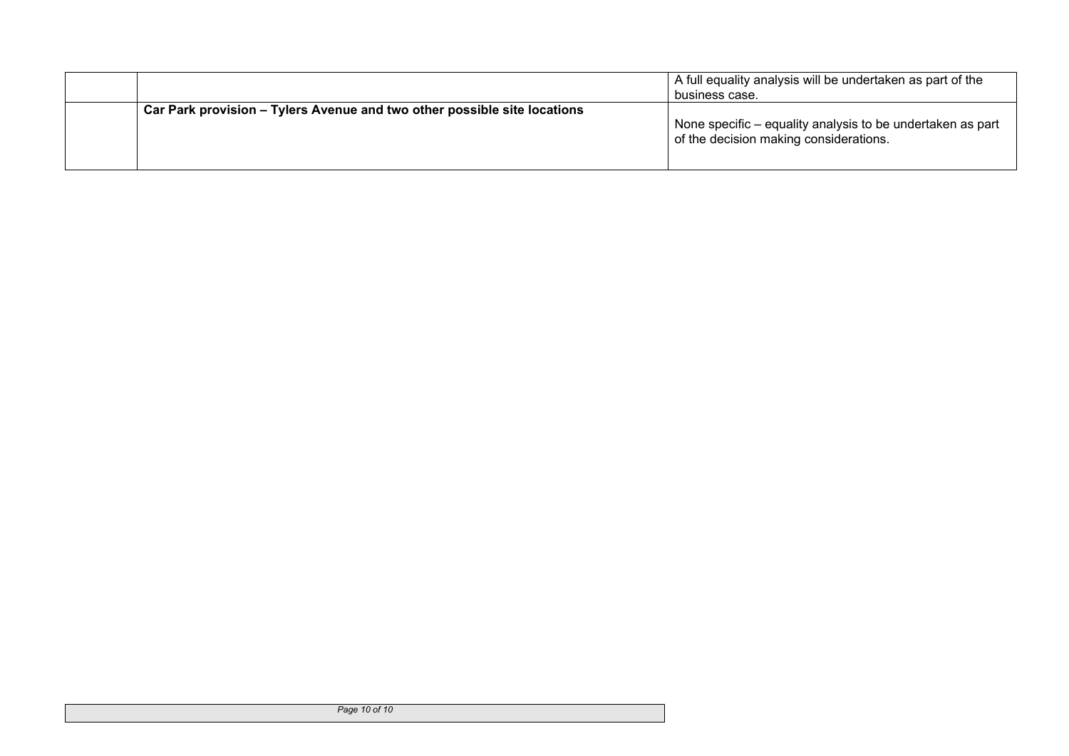| | | |
|---|---|---|
| | | A full equality analysis will be undertaken as part of the business case. |
| | **Car Park provision – Tylers Avenue and two other possible site locations** | None specific – equality analysis to be undertaken as part of the decision making considerations. |